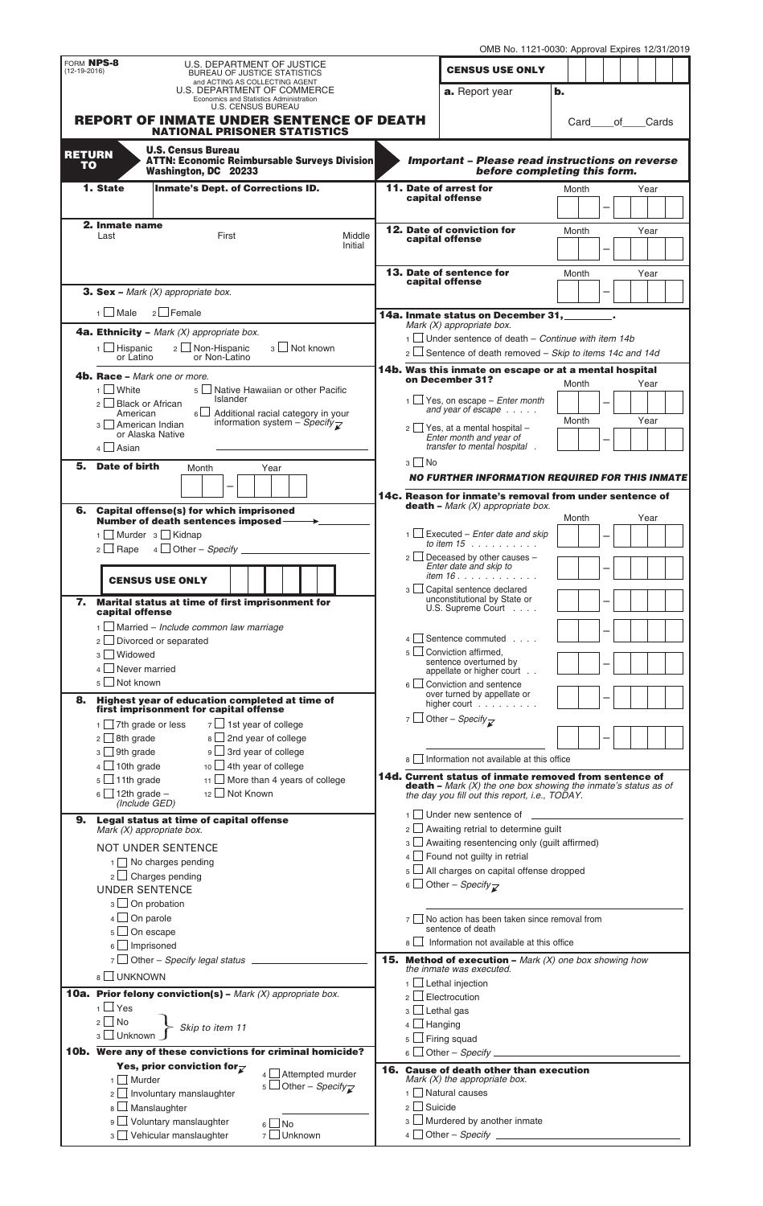OMB No. 1121-0030: Approval Expires 12/31/2019

FORM **NPS-8**
(12-19-2016)

U.S. DEPARTMENT OF JUSTICE
BUREAU OF JUSTICE STATISTICS
and ACTING AS COLLECTING AGENT
U.S. DEPARTMENT OF COMMERCE
Economics and Statistics Administration
U.S. CENSUS BUREAU

# REPORT OF INMATE UNDER SENTENCE OF DEATH
## NATIONAL PRISONER STATISTICS

**CENSUS USE ONLY**

**a.** Report year | **b.** Card ____ of ____ Cards

**RETURN TO**
**U.S. Census Bureau**
**ATTN: Economic Reimbursable Surveys Division**
**Washington, DC 20233**

***Important – Please read instructions on reverse before completing this form.***

**1. State** | **Inmate's Dept. of Corrections ID.**

**2. Inmate name**
Last | First | Middle Initial

**3. Sex** – *Mark (X) appropriate box.*

1 ☐ Male  2 ☐ Female

**4a. Ethnicity** – *Mark (X) appropriate box.*

1 ☐ Hispanic or Latino  2 ☐ Non-Hispanic or Non-Latino  3 ☐ Not known

**4b. Race** – *Mark one or more.*

1 ☐ White
2 ☐ Black or African American
3 ☐ American Indian or Alaska Native
4 ☐ Asian
5 ☐ Native Hawaiian or other Pacific Islander
6 ☐ Additional racial category in your information system – *Specify* ____________

**5. Date of birth**
Month ____ – Year ____

**6. Capital offense(s) for which imprisoned**
**Number of death sentences imposed** ⟶ ____________

1 ☐ Murder  3 ☐ Kidnap
2 ☐ Rape  4 ☐ Other – *Specify* ____________

**CENSUS USE ONLY**

**7. Marital status at time of first imprisonment for capital offense**

1 ☐ Married – *Include common law marriage*
2 ☐ Divorced or separated
3 ☐ Widowed
4 ☐ Never married
5 ☐ Not known

**8. Highest year of education completed at time of first imprisonment for capital offense**

1 ☐ 7th grade or less
2 ☐ 8th grade
3 ☐ 9th grade
4 ☐ 10th grade
5 ☐ 11th grade
6 ☐ 12th grade – *(Include GED)*
7 ☐ 1st year of college
8 ☐ 2nd year of college
9 ☐ 3rd year of college
10 ☐ 4th year of college
11 ☐ More than 4 years of college
12 ☐ Not Known

**9. Legal status at time of capital offense**
*Mark (X) appropriate box.*

NOT UNDER SENTENCE
1 ☐ No charges pending
2 ☐ Charges pending

UNDER SENTENCE
3 ☐ On probation
4 ☐ On parole
5 ☐ On escape
6 ☐ Imprisoned
7 ☐ Other – *Specify legal status* ____________

8 ☐ UNKNOWN

**10a. Prior felony conviction(s)** – *Mark (X) appropriate box.*

1 ☐ Yes
2 ☐ No }
3 ☐ Unknown } *Skip to item 11*

**10b. Were any of these convictions for criminal homicide?**

**Yes, prior conviction for**
1 ☐ Murder
2 ☐ Involuntary manslaughter
8 ☐ Manslaughter
9 ☐ Voluntary manslaughter
3 ☐ Vehicular manslaughter
4 ☐ Attempted murder
5 ☐ Other – *Specify* ____________
6 ☐ No
7 ☐ Unknown

**11. Date of arrest for capital offense**
Month ____ – Year ____

**12. Date of conviction for capital offense**
Month ____ – Year ____

**13. Date of sentence for capital offense**
Month ____ – Year ____

**14a. Inmate status on December 31, ________.**
*Mark (X) appropriate box.*

1 ☐ Under sentence of death – *Continue with item 14b*
2 ☐ Sentence of death removed – *Skip to items 14c and 14d*

**14b. Was this inmate on escape or at a mental hospital on December 31?**

1 ☐ Yes, on escape – *Enter month and year of escape* . . . . . Month ____ – Year ____
2 ☐ Yes, at a mental hospital – *Enter month and year of transfer to mental hospital* . Month ____ – Year ____
3 ☐ No

***NO FURTHER INFORMATION REQUIRED FOR THIS INMATE***

**14c. Reason for inmate's removal from under sentence of death** – *Mark (X) appropriate box.*

1 ☐ Executed – *Enter date and skip to item 15* . . . . . . . . . . Month ____ – Year ____
2 ☐ Deceased by other causes – *Enter date and skip to item 16* . . . . . . . . . . . . Month ____ – Year ____
3 ☐ Capital sentence declared unconstitutional by State or U.S. Supreme Court . . . . Month ____ – Year ____
4 ☐ Sentence commuted . . . . Month ____ – Year ____
5 ☐ Conviction affirmed, sentence overturned by appellate or higher court . . Month ____ – Year ____
6 ☐ Conviction and sentence over turned by appellate or higher court . . . . . . . . . Month ____ – Year ____
7 ☐ Other – *Specify* ____________ Month ____ – Year ____
8 ☐ Information not available at this office

**14d. Current status of inmate removed from sentence of death** – *Mark (X) the one box showing the inmate's status as of the day you fill out this report, i.e., TODAY.*

1 ☐ Under new sentence of ____________
2 ☐ Awaiting retrial to determine guilt
3 ☐ Awaiting resentencing only (guilt affirmed)
4 ☐ Found not guilty in retrial
5 ☐ All charges on capital offense dropped
6 ☐ Other – *Specify* ____________
7 ☐ No action has been taken since removal from sentence of death
8 ☐ Information not available at this office

**15. Method of execution** – *Mark (X) one box showing how the inmate was executed.*

1 ☐ Lethal injection
2 ☐ Electrocution
3 ☐ Lethal gas
4 ☐ Hanging
5 ☐ Firing squad
6 ☐ Other – *Specify* ____________

**16. Cause of death other than execution**
*Mark (X) the appropriate box.*

1 ☐ Natural causes
2 ☐ Suicide
3 ☐ Murdered by another inmate
4 ☐ Other – *Specify* ____________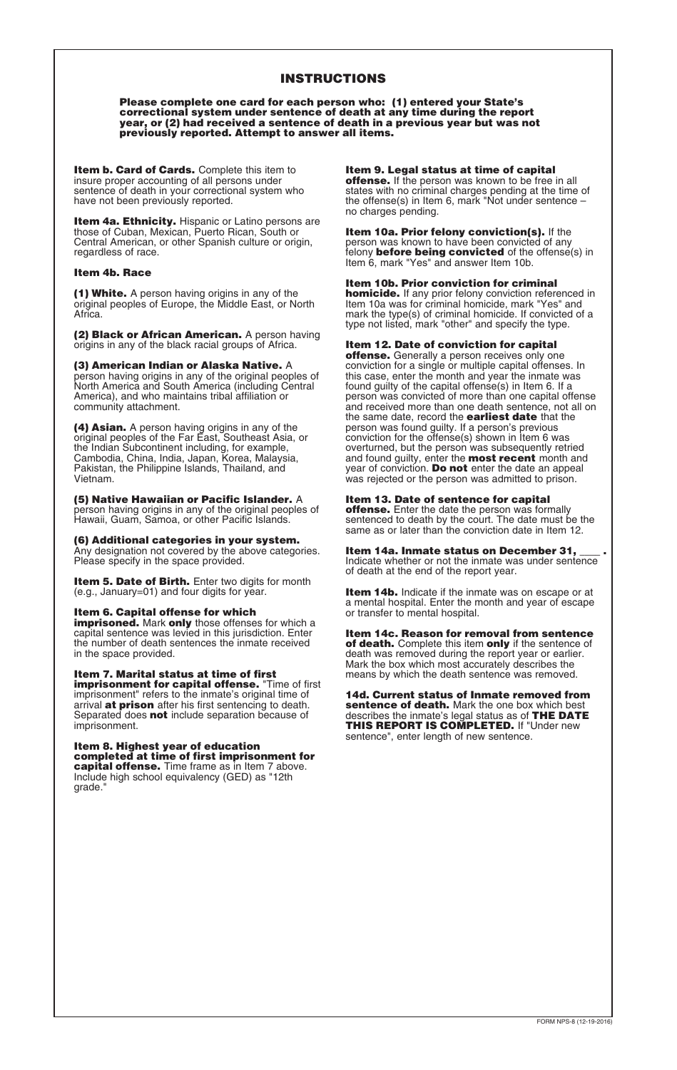## INSTRUCTIONS

**Please complete one card for each person who: (1) entered your State's correctional system under sentence of death at any time during the report year, or (2) had received a sentence of death in a previous year but was not previously reported. Attempt to answer all items.**

**Item b. Card of Cards.** Complete this item to insure proper accounting of all persons under sentence of death in your correctional system who have not been previously reported.

**Item 4a. Ethnicity.** Hispanic or Latino persons are those of Cuban, Mexican, Puerto Rican, South or Central American, or other Spanish culture or origin, regardless of race.

**Item 4b. Race**

**(1) White.** A person having origins in any of the original peoples of Europe, the Middle East, or North Africa.

**(2) Black or African American.** A person having origins in any of the black racial groups of Africa.

**(3) American Indian or Alaska Native.** A person having origins in any of the original peoples of North America and South America (including Central America), and who maintains tribal affiliation or community attachment.

**(4) Asian.** A person having origins in any of the original peoples of the Far East, Southeast Asia, or the Indian Subcontinent including, for example, Cambodia, China, India, Japan, Korea, Malaysia, Pakistan, the Philippine Islands, Thailand, and Vietnam.

**(5) Native Hawaiian or Pacific Islander.** A person having origins in any of the original peoples of Hawaii, Guam, Samoa, or other Pacific Islands.

**(6) Additional categories in your system.** Any designation not covered by the above categories. Please specify in the space provided.

**Item 5. Date of Birth.** Enter two digits for month (e.g., January=01) and four digits for year.

**Item 6. Capital offense for which imprisoned.** Mark **only** those offenses for which a capital sentence was levied in this jurisdiction. Enter the number of death sentences the inmate received in the space provided.

**Item 7. Marital status at time of first imprisonment for capital offense.** "Time of first imprisonment" refers to the inmate's original time of arrival **at prison** after his first sentencing to death. Separated does **not** include separation because of imprisonment.

**Item 8. Highest year of education completed at time of first imprisonment for capital offense.** Time frame as in Item 7 above. Include high school equivalency (GED) as "12th grade."

**Item 9. Legal status at time of capital offense.** If the person was known to be free in all states with no criminal charges pending at the time of the offense(s) in Item 6, mark "Not under sentence – no charges pending.

**Item 10a. Prior felony conviction(s).** If the person was known to have been convicted of any felony **before being convicted** of the offense(s) in Item 6, mark "Yes" and answer Item 10b.

**Item 10b. Prior conviction for criminal homicide.** If any prior felony conviction referenced in Item 10a was for criminal homicide, mark "Yes" and mark the type(s) of criminal homicide. If convicted of a type not listed, mark "other" and specify the type.

**Item 12. Date of conviction for capital offense.** Generally a person receives only one conviction for a single or multiple capital offenses. In this case, enter the month and year the inmate was found guilty of the capital offense(s) in Item 6. If a person was convicted of more than one capital offense and received more than one death sentence, not all on the same date, record the **earliest date** that the person was found guilty. If a person's previous conviction for the offense(s) shown in Item 6 was overturned, but the person was subsequently retried and found guilty, enter the **most recent** month and year of conviction. **Do not** enter the date an appeal was rejected or the person was admitted to prison.

**Item 13. Date of sentence for capital offense.** Enter the date the person was formally sentenced to death by the court. The date must be the same as or later than the conviction date in Item 12.

**Item 14a. Inmate status on December 31, \_\_\_\_ .** Indicate whether or not the inmate was under sentence of death at the end of the report year.

**Item 14b.** Indicate if the inmate was on escape or at a mental hospital. Enter the month and year of escape or transfer to mental hospital.

**Item 14c. Reason for removal from sentence of death.** Complete this item **only** if the sentence of death was removed during the report year or earlier. Mark the box which most accurately describes the means by which the death sentence was removed.

**14d. Current status of Inmate removed from sentence of death.** Mark the one box which best describes the inmate's legal status as of **THE DATE THIS REPORT IS COMPLETED.** If "Under new sentence", enter length of new sentence.

FORM NPS-8 (12-19-2016)